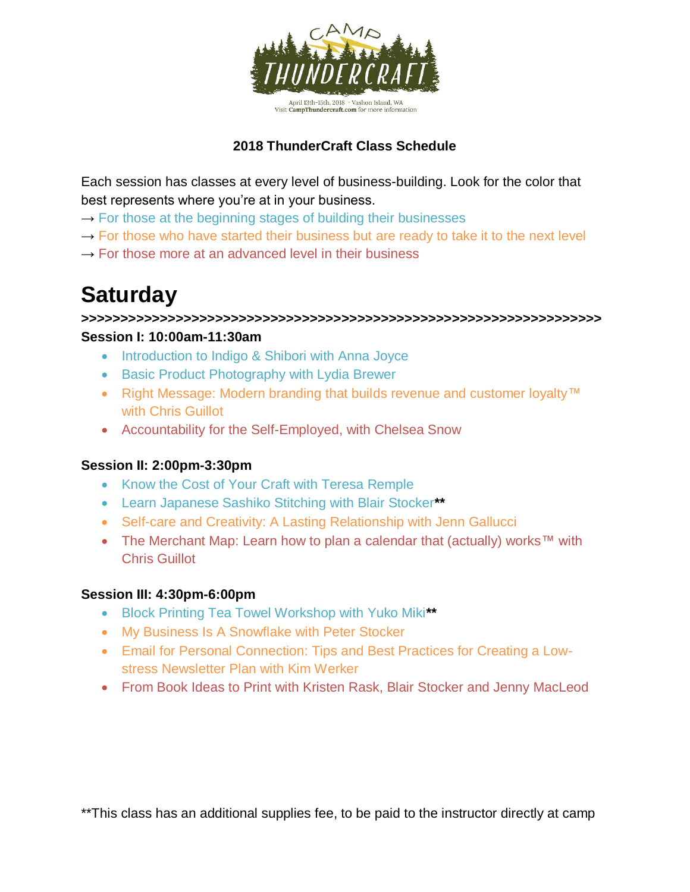CAMP THUNDERCRAFT

April 13th-15th, 2018 • Vashon Island, WA
Visit **CampThundercraft.com** for more information

**2018 ThunderCraft Class Schedule**

Each session has classes at every level of business-building. Look for the color that best represents where you're at in your business.

→ For those at the beginning stages of building their businesses
→ For those who have started their business but are ready to take it to the next level
→ For those more at an advanced level in their business

# Saturday

**>>>>>>>>>>>>>>>>>>>>>>>>>>>>>>>>>>>>>>>>>>>>>>>>>>>>>>>>>>>>**

**Session I: 10:00am-11:30am**

- Introduction to Indigo & Shibori with Anna Joyce
- Basic Product Photography with Lydia Brewer
- Right Message: Modern branding that builds revenue and customer loyalty™ with Chris Guillot
- Accountability for the Self-Employed, with Chelsea Snow

**Session II: 2:00pm-3:30pm**

- Know the Cost of Your Craft with Teresa Remple
- Learn Japanese Sashiko Stitching with Blair Stocker**
- Self-care and Creativity: A Lasting Relationship with Jenn Gallucci
- The Merchant Map: Learn how to plan a calendar that (actually) works™ with Chris Guillot

**Session III: 4:30pm-6:00pm**

- Block Printing Tea Towel Workshop with Yuko Miki**
- My Business Is A Snowflake with Peter Stocker
- Email for Personal Connection: Tips and Best Practices for Creating a Low-stress Newsletter Plan with Kim Werker
- From Book Ideas to Print with Kristen Rask, Blair Stocker and Jenny MacLeod

**This class has an additional supplies fee, to be paid to the instructor directly at camp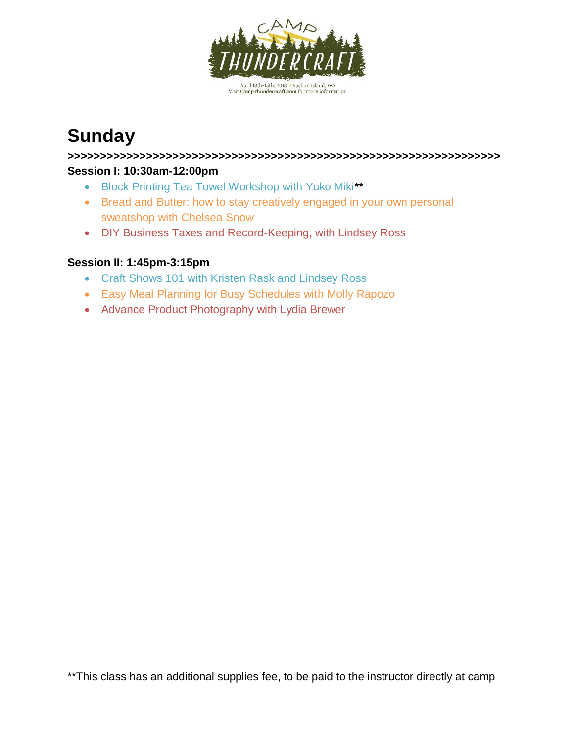# Sunday

**>>>>>>>>>>>>>>>>>>>>>>>>>>>>>>>>>>>>>>>>>>>>>>>>>>>>>>>>>>>>>>>>>>>**

**Session I: 10:30am-12:00pm**

- Block Printing Tea Towel Workshop with Yuko Miki**
- Bread and Butter: how to stay creatively engaged in your own personal sweatshop with Chelsea Snow
- DIY Business Taxes and Record-Keeping, with Lindsey Ross

**Session II: 1:45pm-3:15pm**

- Craft Shows 101 with Kristen Rask and Lindsey Ross
- Easy Meal Planning for Busy Schedules with Molly Rapozo
- Advance Product Photography with Lydia Brewer

**This class has an additional supplies fee, to be paid to the instructor directly at camp